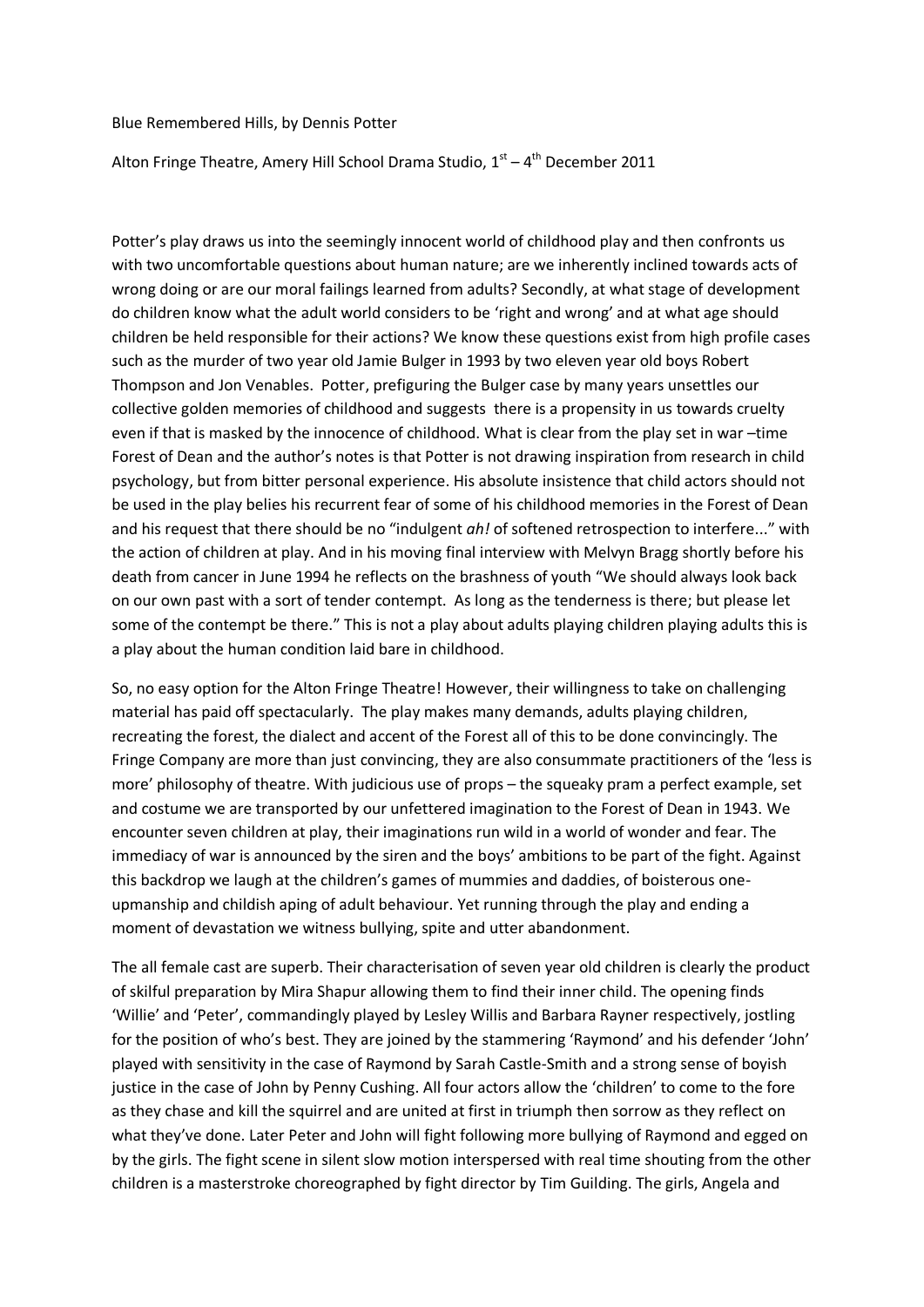Blue Remembered Hills, by Dennis Potter

Alton Fringe Theatre, Amery Hill School Drama Studio, 1st – 4th December 2011

Potter's play draws us into the seemingly innocent world of childhood play and then confronts us with two uncomfortable questions about human nature; are we inherently inclined towards acts of wrong doing or are our moral failings learned from adults? Secondly, at what stage of development do children know what the adult world considers to be 'right and wrong' and at what age should children be held responsible for their actions? We know these questions exist from high profile cases such as the murder of two year old Jamie Bulger in 1993 by two eleven year old boys Robert Thompson and Jon Venables. Potter, prefiguring the Bulger case by many years unsettles our collective golden memories of childhood and suggests there is a propensity in us towards cruelty even if that is masked by the innocence of childhood. What is clear from the play set in war –time Forest of Dean and the author's notes is that Potter is not drawing inspiration from research in child psychology, but from bitter personal experience. His absolute insistence that child actors should not be used in the play belies his recurrent fear of some of his childhood memories in the Forest of Dean and his request that there should be no "indulgent *ah!* of softened retrospection to interfere..." with the action of children at play. And in his moving final interview with Melvyn Bragg shortly before his death from cancer in June 1994 he reflects on the brashness of youth "We should always look back on our own past with a sort of tender contempt. As long as the tenderness is there; but please let some of the contempt be there." This is not a play about adults playing children playing adults this is a play about the human condition laid bare in childhood.

So, no easy option for the Alton Fringe Theatre! However, their willingness to take on challenging material has paid off spectacularly. The play makes many demands, adults playing children, recreating the forest, the dialect and accent of the Forest all of this to be done convincingly. The Fringe Company are more than just convincing, they are also consummate practitioners of the 'less is more' philosophy of theatre. With judicious use of props – the squeaky pram a perfect example, set and costume we are transported by our unfettered imagination to the Forest of Dean in 1943. We encounter seven children at play, their imaginations run wild in a world of wonder and fear. The immediacy of war is announced by the siren and the boys' ambitions to be part of the fight. Against this backdrop we laugh at the children's games of mummies and daddies, of boisterous one-upmanship and childish aping of adult behaviour. Yet running through the play and ending a moment of devastation we witness bullying, spite and utter abandonment.

The all female cast are superb. Their characterisation of seven year old children is clearly the product of skilful preparation by Mira Shapur allowing them to find their inner child. The opening finds 'Willie' and 'Peter', commandingly played by Lesley Willis and Barbara Rayner respectively, jostling for the position of who's best. They are joined by the stammering 'Raymond' and his defender 'John' played with sensitivity in the case of Raymond by Sarah Castle-Smith and a strong sense of boyish justice in the case of John by Penny Cushing. All four actors allow the 'children' to come to the fore as they chase and kill the squirrel and are united at first in triumph then sorrow as they reflect on what they've done. Later Peter and John will fight following more bullying of Raymond and egged on by the girls. The fight scene in silent slow motion interspersed with real time shouting from the other children is a masterstroke choreographed by fight director by Tim Guilding. The girls, Angela and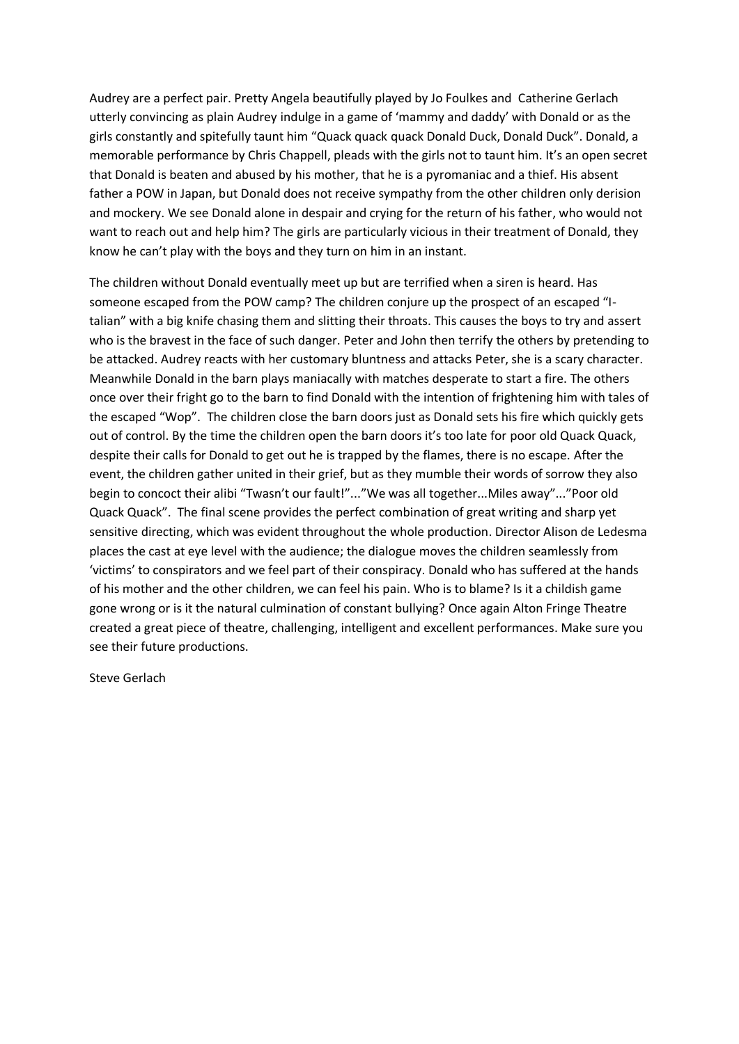Audrey are a perfect pair. Pretty Angela beautifully played by Jo Foulkes and Catherine Gerlach utterly convincing as plain Audrey indulge in a game of 'mammy and daddy' with Donald or as the girls constantly and spitefully taunt him "Quack quack quack Donald Duck, Donald Duck". Donald, a memorable performance by Chris Chappell, pleads with the girls not to taunt him. It's an open secret that Donald is beaten and abused by his mother, that he is a pyromaniac and a thief. His absent father a POW in Japan, but Donald does not receive sympathy from the other children only derision and mockery. We see Donald alone in despair and crying for the return of his father, who would not want to reach out and help him? The girls are particularly vicious in their treatment of Donald, they know he can't play with the boys and they turn on him in an instant.

The children without Donald eventually meet up but are terrified when a siren is heard. Has someone escaped from the POW camp? The children conjure up the prospect of an escaped "I-talian" with a big knife chasing them and slitting their throats. This causes the boys to try and assert who is the bravest in the face of such danger. Peter and John then terrify the others by pretending to be attacked. Audrey reacts with her customary bluntness and attacks Peter, she is a scary character. Meanwhile Donald in the barn plays maniacally with matches desperate to start a fire. The others once over their fright go to the barn to find Donald with the intention of frightening him with tales of the escaped "Wop". The children close the barn doors just as Donald sets his fire which quickly gets out of control. By the time the children open the barn doors it's too late for poor old Quack Quack, despite their calls for Donald to get out he is trapped by the flames, there is no escape. After the event, the children gather united in their grief, but as they mumble their words of sorrow they also begin to concoct their alibi "Twasn't our fault!"..."We was all together...Miles away"..."Poor old Quack Quack". The final scene provides the perfect combination of great writing and sharp yet sensitive directing, which was evident throughout the whole production. Director Alison de Ledesma places the cast at eye level with the audience; the dialogue moves the children seamlessly from 'victims' to conspirators and we feel part of their conspiracy. Donald who has suffered at the hands of his mother and the other children, we can feel his pain. Who is to blame? Is it a childish game gone wrong or is it the natural culmination of constant bullying? Once again Alton Fringe Theatre created a great piece of theatre, challenging, intelligent and excellent performances. Make sure you see their future productions.

Steve Gerlach